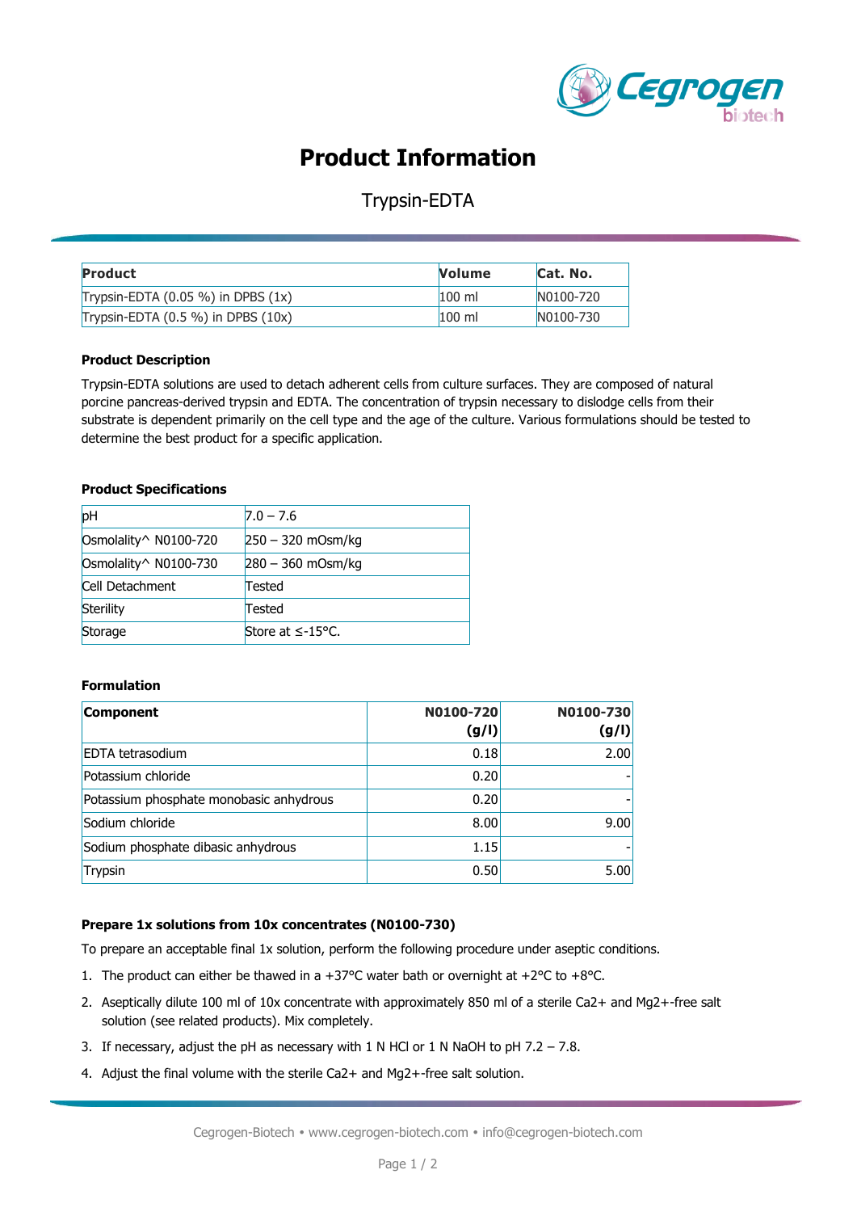# Product Information

## Trypsin-EDTA

| Product | Volume | Cat. No. |
|---|---|---|
| Trypsin-EDTA (0.05 %) in DPBS (1x) | 100 ml | N0100-720 |
| Trypsin-EDTA (0.5 %) in DPBS (10x) | 100 ml | N0100-730 |

### Product Description

Trypsin-EDTA solutions are used to detach adherent cells from culture surfaces. They are composed of natural porcine pancreas-derived trypsin and EDTA. The concentration of trypsin necessary to dislodge cells from their substrate is dependent primarily on the cell type and the age of the culture. Various formulations should be tested to determine the best product for a specific application.

### Product Specifications

| | |
|---|---|
| pH | 7.0 – 7.6 |
| Osmolality^ N0100-720 | 250 – 320 mOsm/kg |
| Osmolality^ N0100-730 | 280 – 360 mOsm/kg |
| Cell Detachment | Tested |
| Sterility | Tested |
| Storage | Store at ≤-15°C. |

### Formulation

| Component | N0100-720 (g/l) | N0100-730 (g/l) |
|---|---|---|
| EDTA tetrasodium | 0.18 | 2.00 |
| Potassium chloride | 0.20 | - |
| Potassium phosphate monobasic anhydrous | 0.20 | - |
| Sodium chloride | 8.00 | 9.00 |
| Sodium phosphate dibasic anhydrous | 1.15 | - |
| Trypsin | 0.50 | 5.00 |

### Prepare 1x solutions from 10x concentrates (N0100-730)

To prepare an acceptable final 1x solution, perform the following procedure under aseptic conditions.

1. The product can either be thawed in a +37°C water bath or overnight at +2°C to +8°C.
2. Aseptically dilute 100 ml of 10x concentrate with approximately 850 ml of a sterile Ca2+ and Mg2+-free salt solution (see related products). Mix completely.
3. If necessary, adjust the pH as necessary with 1 N HCl or 1 N NaOH to pH 7.2 – 7.8.
4. Adjust the final volume with the sterile Ca2+ and Mg2+-free salt solution.

Cegrogen-Biotech • www.cegrogen-biotech.com • info@cegrogen-biotech.com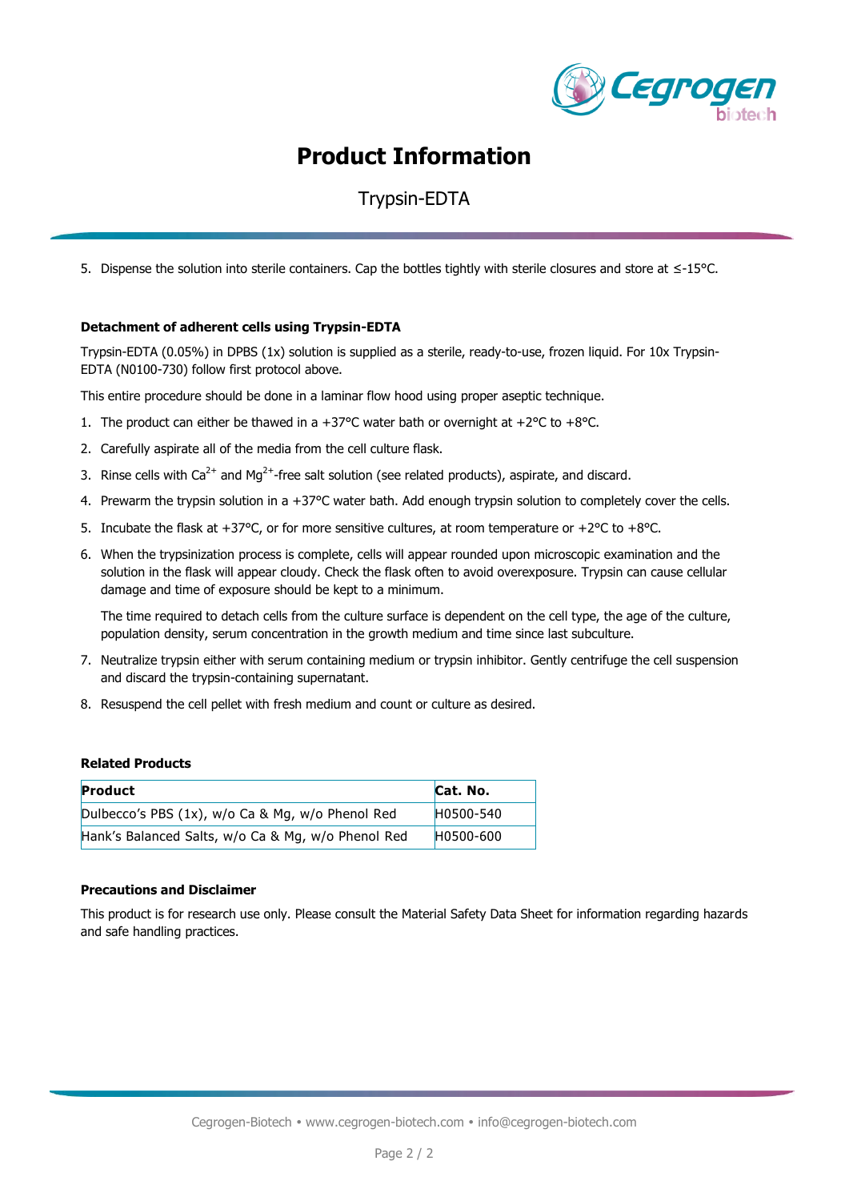# Product Information

Trypsin-EDTA

5. Dispense the solution into sterile containers. Cap the bottles tightly with sterile closures and store at ≤-15°C.

**Detachment of adherent cells using Trypsin-EDTA**

Trypsin-EDTA (0.05%) in DPBS (1x) solution is supplied as a sterile, ready-to-use, frozen liquid. For 10x Trypsin-EDTA (N0100-730) follow first protocol above.

This entire procedure should be done in a laminar flow hood using proper aseptic technique.

1. The product can either be thawed in a +37°C water bath or overnight at +2°C to +8°C.
2. Carefully aspirate all of the media from the cell culture flask.
3. Rinse cells with $Ca^{2+}$ and $Mg^{2+}$-free salt solution (see related products), aspirate, and discard.
4. Prewarm the trypsin solution in a +37°C water bath. Add enough trypsin solution to completely cover the cells.
5. Incubate the flask at +37°C, or for more sensitive cultures, at room temperature or +2°C to +8°C.
6. When the trypsinization process is complete, cells will appear rounded upon microscopic examination and the solution in the flask will appear cloudy. Check the flask often to avoid overexposure. Trypsin can cause cellular damage and time of exposure should be kept to a minimum.

   The time required to detach cells from the culture surface is dependent on the cell type, the age of the culture, population density, serum concentration in the growth medium and time since last subculture.
7. Neutralize trypsin either with serum containing medium or trypsin inhibitor. Gently centrifuge the cell suspension and discard the trypsin-containing supernatant.
8. Resuspend the cell pellet with fresh medium and count or culture as desired.

**Related Products**

| Product | Cat. No. |
| --- | --- |
| Dulbecco's PBS (1x), w/o Ca & Mg, w/o Phenol Red | H0500-540 |
| Hank's Balanced Salts, w/o Ca & Mg, w/o Phenol Red | H0500-600 |

**Precautions and Disclaimer**

This product is for research use only. Please consult the Material Safety Data Sheet for information regarding hazards and safe handling practices.